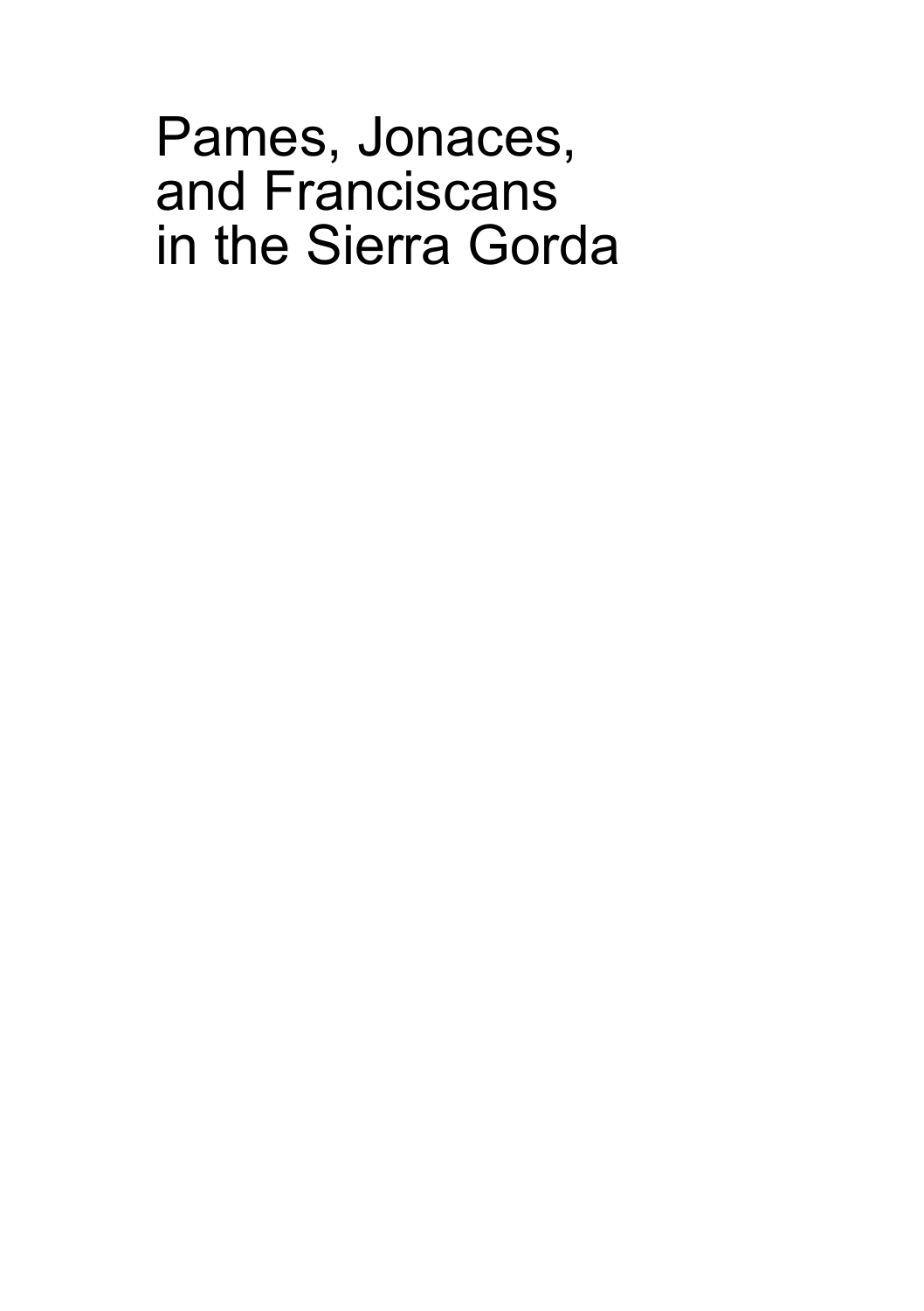# Pames, Jonaces, and Franciscans in the Sierra Gorda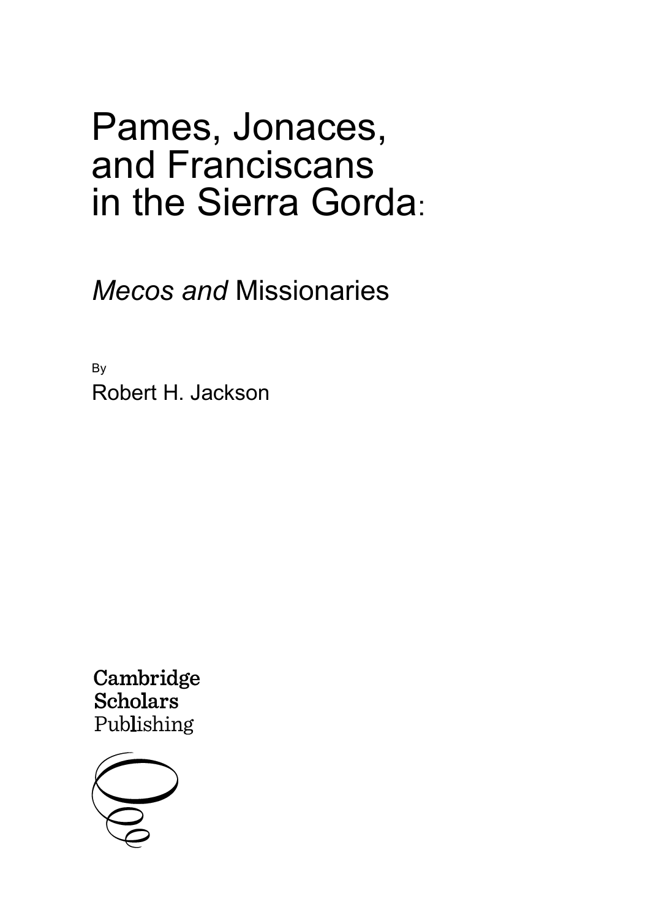# Pames, Jonaces, and Franciscans in the Sierra Gorda:

## *Mecos and* Missionaries

By

Robert H. Jackson

Cambridge Scholars Publishing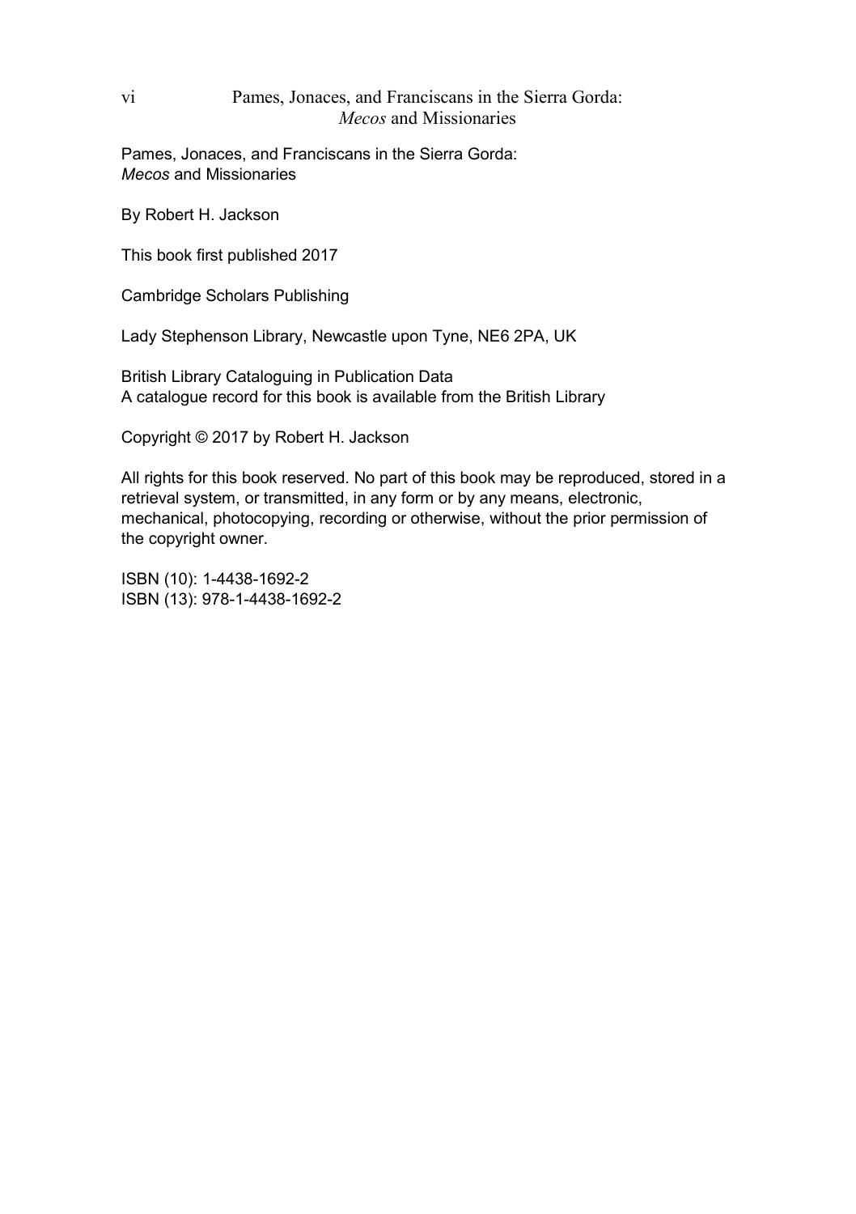Pames, Jonaces, and Franciscans in the Sierra Gorda:
*Mecos* and Missionaries

By Robert H. Jackson

This book first published 2017

Cambridge Scholars Publishing

Lady Stephenson Library, Newcastle upon Tyne, NE6 2PA, UK

British Library Cataloguing in Publication Data
A catalogue record for this book is available from the British Library

Copyright © 2017 by Robert H. Jackson

All rights for this book reserved. No part of this book may be reproduced, stored in a retrieval system, or transmitted, in any form or by any means, electronic, mechanical, photocopying, recording or otherwise, without the prior permission of the copyright owner.

ISBN (10): 1-4438-1692-2
ISBN (13): 978-1-4438-1692-2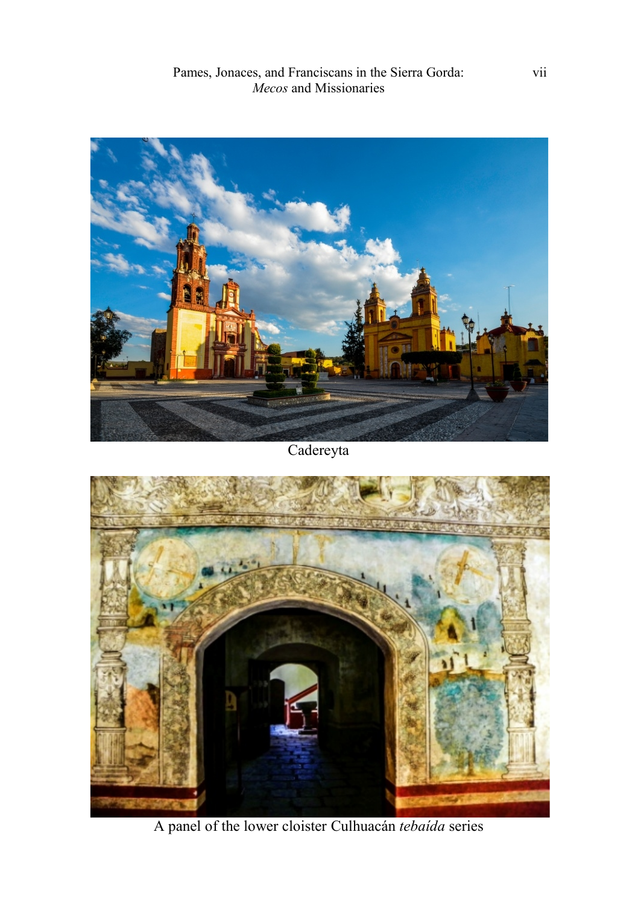Cadereyta

A panel of the lower cloister Culhuacán *tebaída* series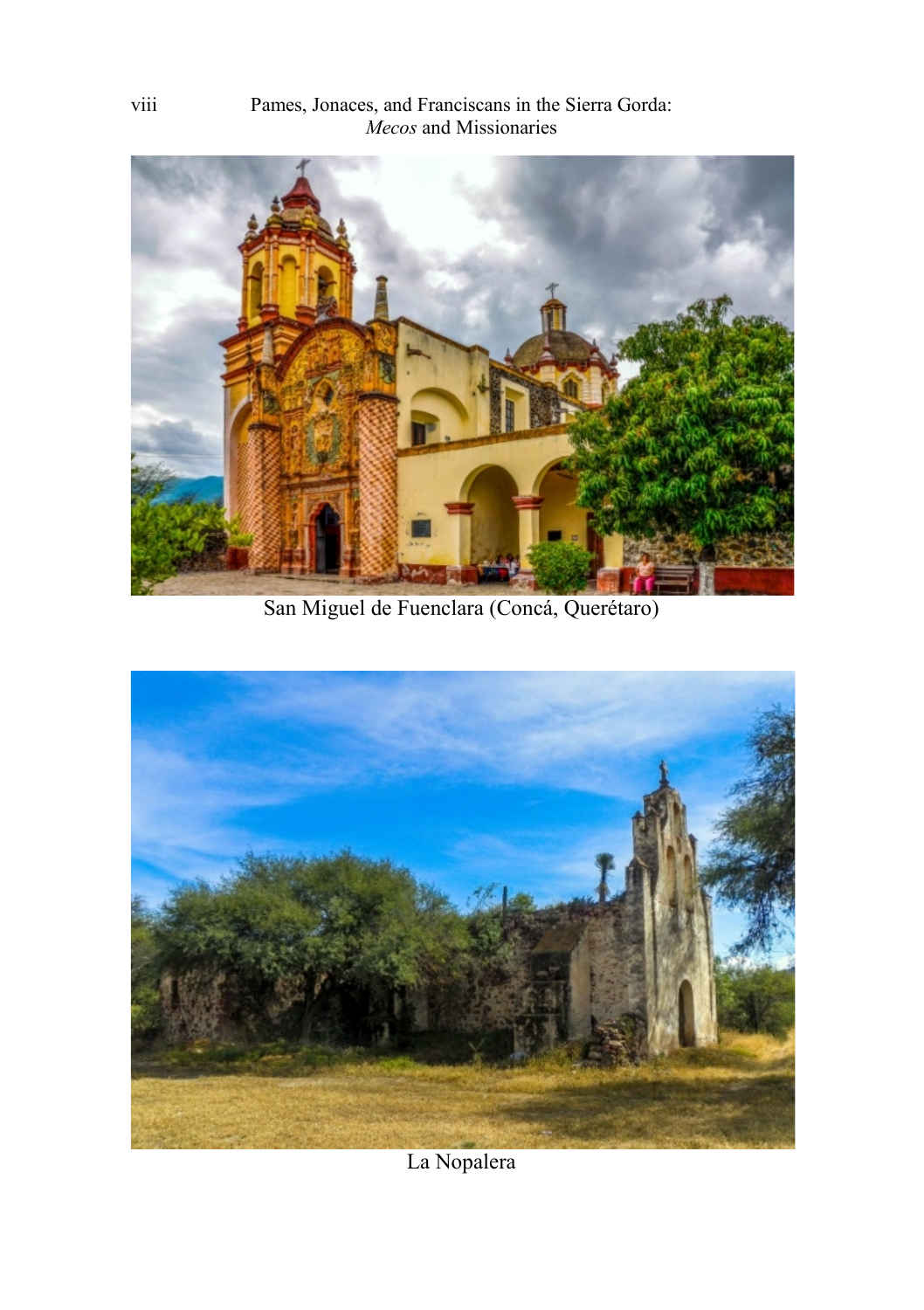San Miguel de Fuenclara (Concá, Querétaro)

La Nopalera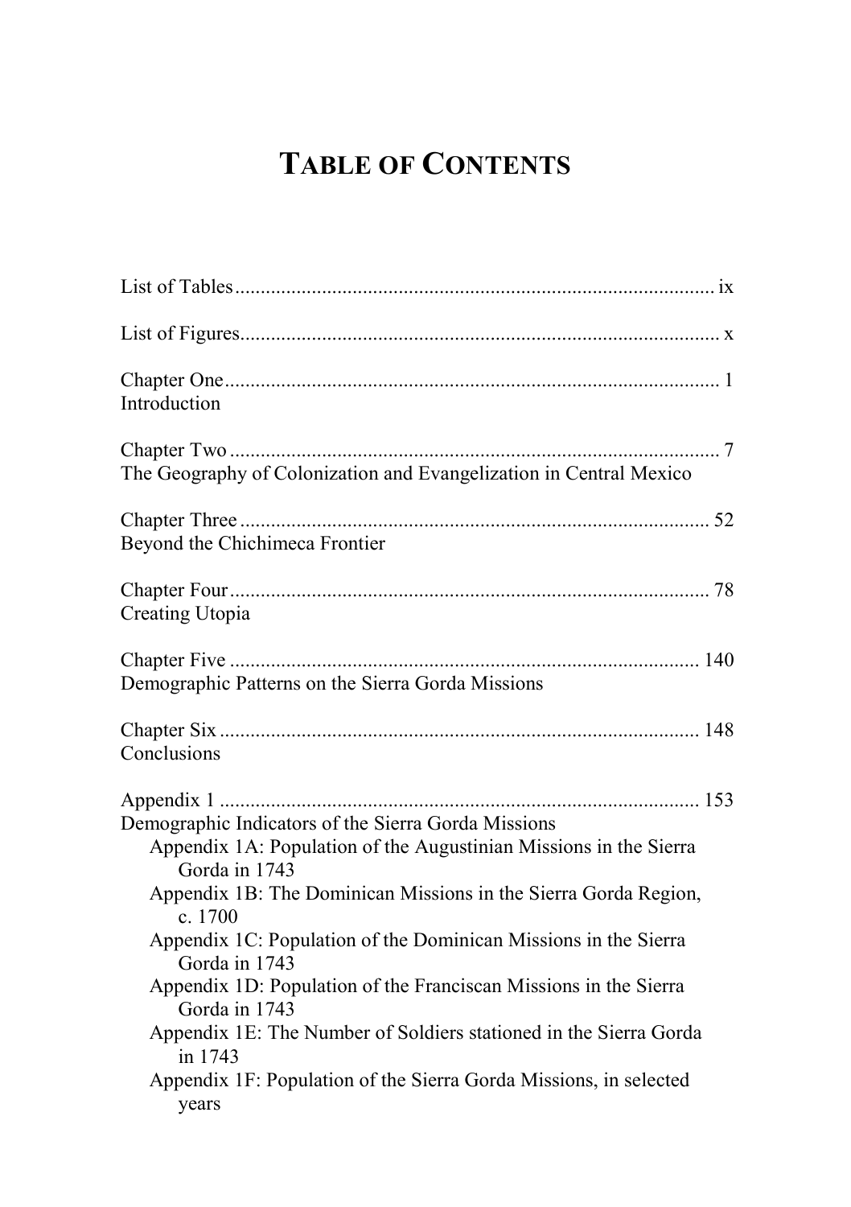# TABLE OF CONTENTS

List of Tables ........................................................................................... ix

List of Figures............................................................................................ x

Chapter One ............................................................................................... 1
Introduction

Chapter Two ............................................................................................... 7
The Geography of Colonization and Evangelization in Central Mexico

Chapter Three ........................................................................................... 52
Beyond the Chichimeca Frontier

Chapter Four ............................................................................................. 78
Creating Utopia

Chapter Five ............................................................................................ 140
Demographic Patterns on the Sierra Gorda Missions

Chapter Six .............................................................................................. 148
Conclusions

Appendix 1 .............................................................................................. 153
Demographic Indicators of the Sierra Gorda Missions

- Appendix 1A: Population of the Augustinian Missions in the Sierra Gorda in 1743
- Appendix 1B: The Dominican Missions in the Sierra Gorda Region, c. 1700
- Appendix 1C: Population of the Dominican Missions in the Sierra Gorda in 1743
- Appendix 1D: Population of the Franciscan Missions in the Sierra Gorda in 1743
- Appendix 1E: The Number of Soldiers stationed in the Sierra Gorda in 1743
- Appendix 1F: Population of the Sierra Gorda Missions, in selected years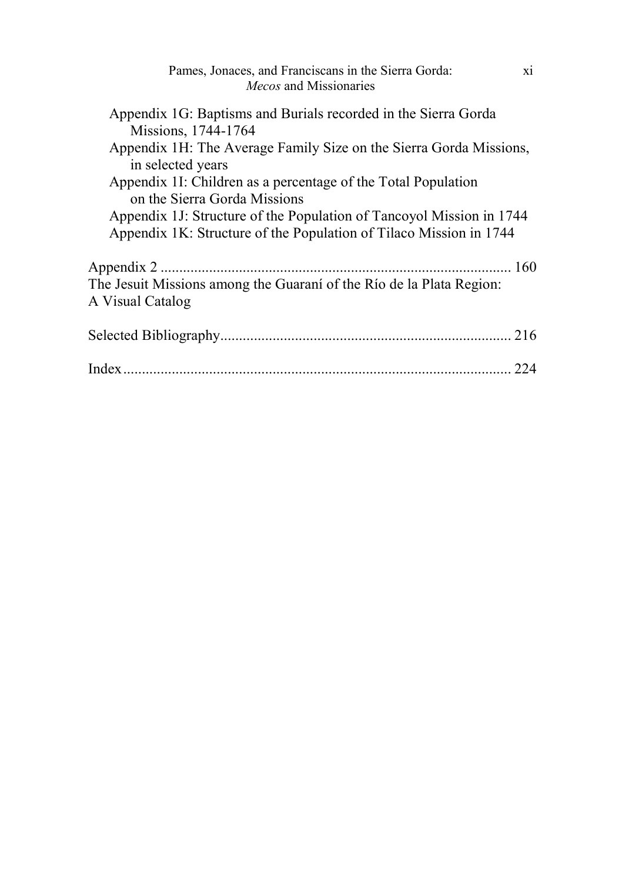Appendix 1G: Baptisms and Burials recorded in the Sierra Gorda Missions, 1744-1764
Appendix 1H: The Average Family Size on the Sierra Gorda Missions, in selected years
Appendix 1I: Children as a percentage of the Total Population on the Sierra Gorda Missions
Appendix 1J: Structure of the Population of Tancoyol Mission in 1744
Appendix 1K: Structure of the Population of Tilaco Mission in 1744

Appendix 2 ............................................................................................ 160
The Jesuit Missions among the Guaraní of the Río de la Plata Region: A Visual Catalog

Selected Bibliography............................................................................ 216

Index ....................................................................................................... 224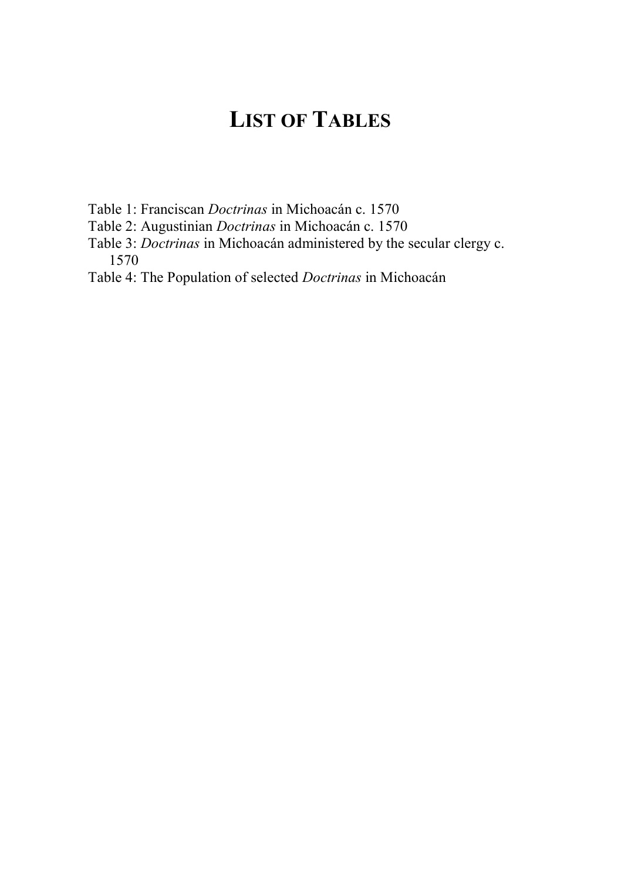# List of Tables

Table 1: Franciscan *Doctrinas* in Michoacán c. 1570

Table 2: Augustinian *Doctrinas* in Michoacán c. 1570

Table 3: *Doctrinas* in Michoacán administered by the secular clergy c. 1570

Table 4: The Population of selected *Doctrinas* in Michoacán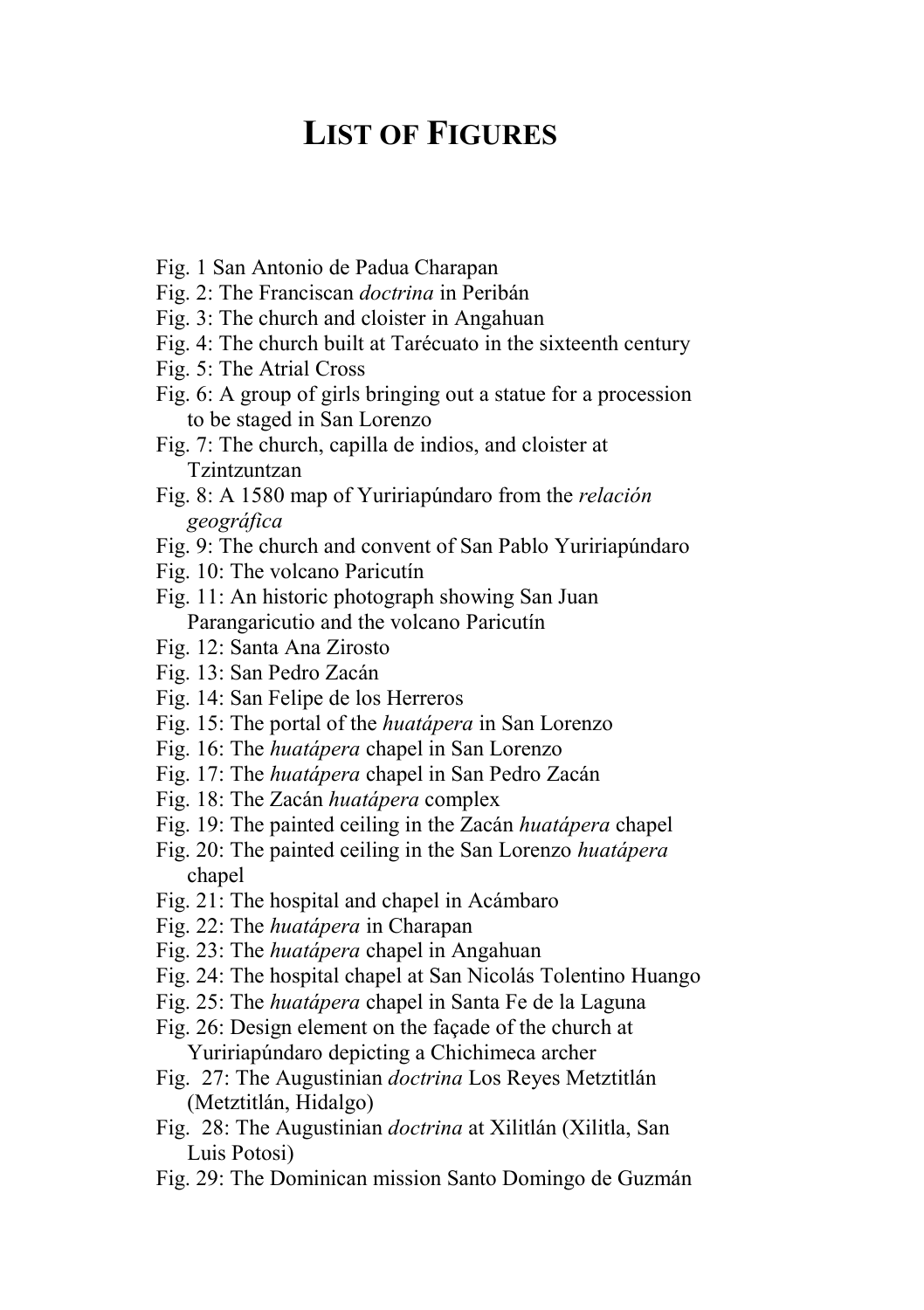# List of Figures

Fig. 1 San Antonio de Padua Charapan
Fig. 2: The Franciscan *doctrina* in Peribán
Fig. 3: The church and cloister in Angahuan
Fig. 4: The church built at Tarécuato in the sixteenth century
Fig. 5: The Atrial Cross
Fig. 6: A group of girls bringing out a statue for a procession to be staged in San Lorenzo
Fig. 7: The church, capilla de indios, and cloister at Tzintzuntzan
Fig. 8: A 1580 map of Yuririapúndaro from the *relación geográfica*
Fig. 9: The church and convent of San Pablo Yuririapúndaro
Fig. 10: The volcano Paricutín
Fig. 11: An historic photograph showing San Juan Parangaricutio and the volcano Paricutín
Fig. 12: Santa Ana Zirosto
Fig. 13: San Pedro Zacán
Fig. 14: San Felipe de los Herreros
Fig. 15: The portal of the *huatápera* in San Lorenzo
Fig. 16: The *huatápera* chapel in San Lorenzo
Fig. 17: The *huatápera* chapel in San Pedro Zacán
Fig. 18: The Zacán *huatápera* complex
Fig. 19: The painted ceiling in the Zacán *huatápera* chapel
Fig. 20: The painted ceiling in the San Lorenzo *huatápera* chapel
Fig. 21: The hospital and chapel in Acámbaro
Fig. 22: The *huatápera* in Charapan
Fig. 23: The *huatápera* chapel in Angahuan
Fig. 24: The hospital chapel at San Nicolás Tolentino Huango
Fig. 25: The *huatápera* chapel in Santa Fe de la Laguna
Fig. 26: Design element on the façade of the church at Yuririapúndaro depicting a Chichimeca archer
Fig. 27: The Augustinian *doctrina* Los Reyes Metztitlán (Metztitlán, Hidalgo)
Fig. 28: The Augustinian *doctrina* at Xilitlán (Xilitla, San Luis Potosi)
Fig. 29: The Dominican mission Santo Domingo de Guzmán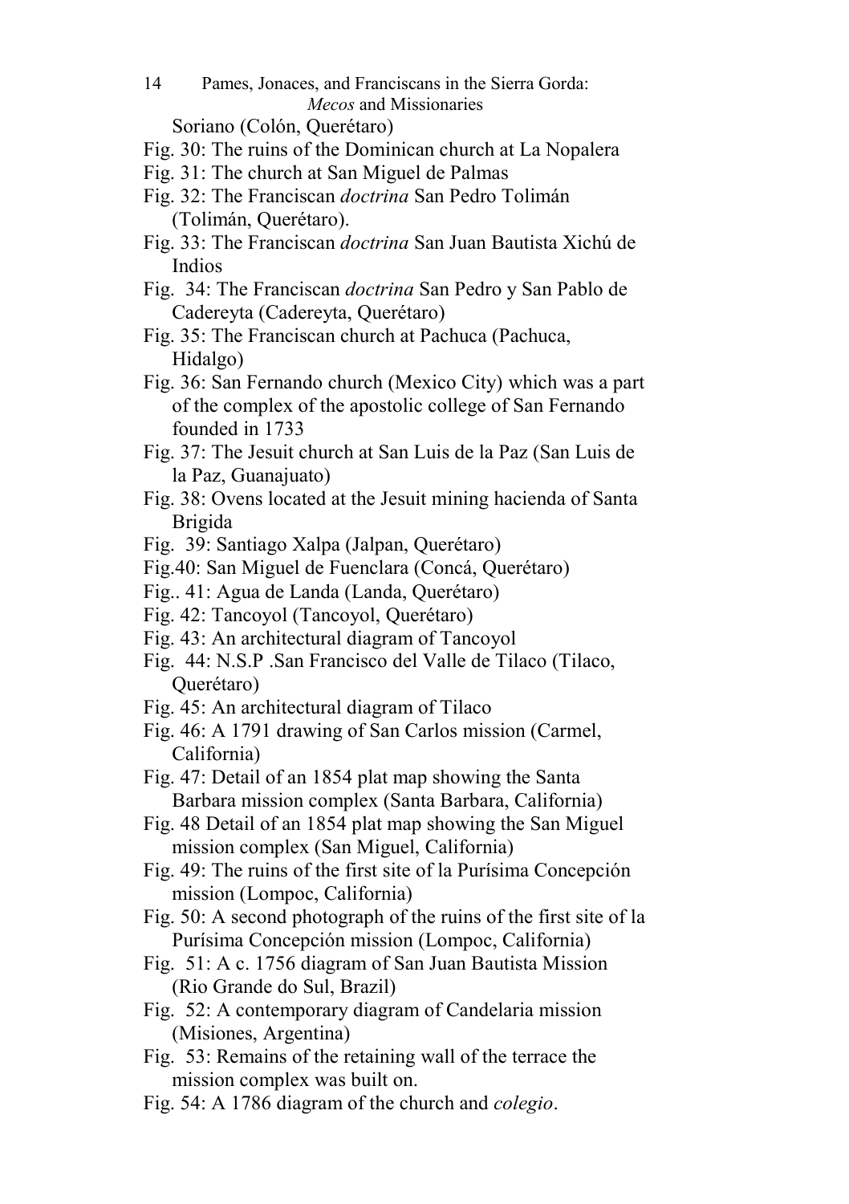Soriano (Colón, Querétaro)

Fig. 30: The ruins of the Dominican church at La Nopalera

Fig. 31: The church at San Miguel de Palmas

Fig. 32: The Franciscan *doctrina* San Pedro Tolimán (Tolimán, Querétaro).

Fig. 33: The Franciscan *doctrina* San Juan Bautista Xichú de Indios

Fig. 34: The Franciscan *doctrina* San Pedro y San Pablo de Cadereyta (Cadereyta, Querétaro)

Fig. 35: The Franciscan church at Pachuca (Pachuca, Hidalgo)

Fig. 36: San Fernando church (Mexico City) which was a part of the complex of the apostolic college of San Fernando founded in 1733

Fig. 37: The Jesuit church at San Luis de la Paz (San Luis de la Paz, Guanajuato)

Fig. 38: Ovens located at the Jesuit mining hacienda of Santa Brigida

Fig. 39: Santiago Xalpa (Jalpan, Querétaro)

Fig.40: San Miguel de Fuenclara (Concá, Querétaro)

Fig.. 41: Agua de Landa (Landa, Querétaro)

Fig. 42: Tancoyol (Tancoyol, Querétaro)

Fig. 43: An architectural diagram of Tancoyol

Fig. 44: N.S.P .San Francisco del Valle de Tilaco (Tilaco, Querétaro)

Fig. 45: An architectural diagram of Tilaco

Fig. 46: A 1791 drawing of San Carlos mission (Carmel, California)

Fig. 47: Detail of an 1854 plat map showing the Santa Barbara mission complex (Santa Barbara, California)

Fig. 48 Detail of an 1854 plat map showing the San Miguel mission complex (San Miguel, California)

Fig. 49: The ruins of the first site of la Purísima Concepción mission (Lompoc, California)

Fig. 50: A second photograph of the ruins of the first site of la Purísima Concepción mission (Lompoc, California)

Fig. 51: A c. 1756 diagram of San Juan Bautista Mission (Rio Grande do Sul, Brazil)

Fig. 52: A contemporary diagram of Candelaria mission (Misiones, Argentina)

Fig. 53: Remains of the retaining wall of the terrace the mission complex was built on.

Fig. 54: A 1786 diagram of the church and *colegio*.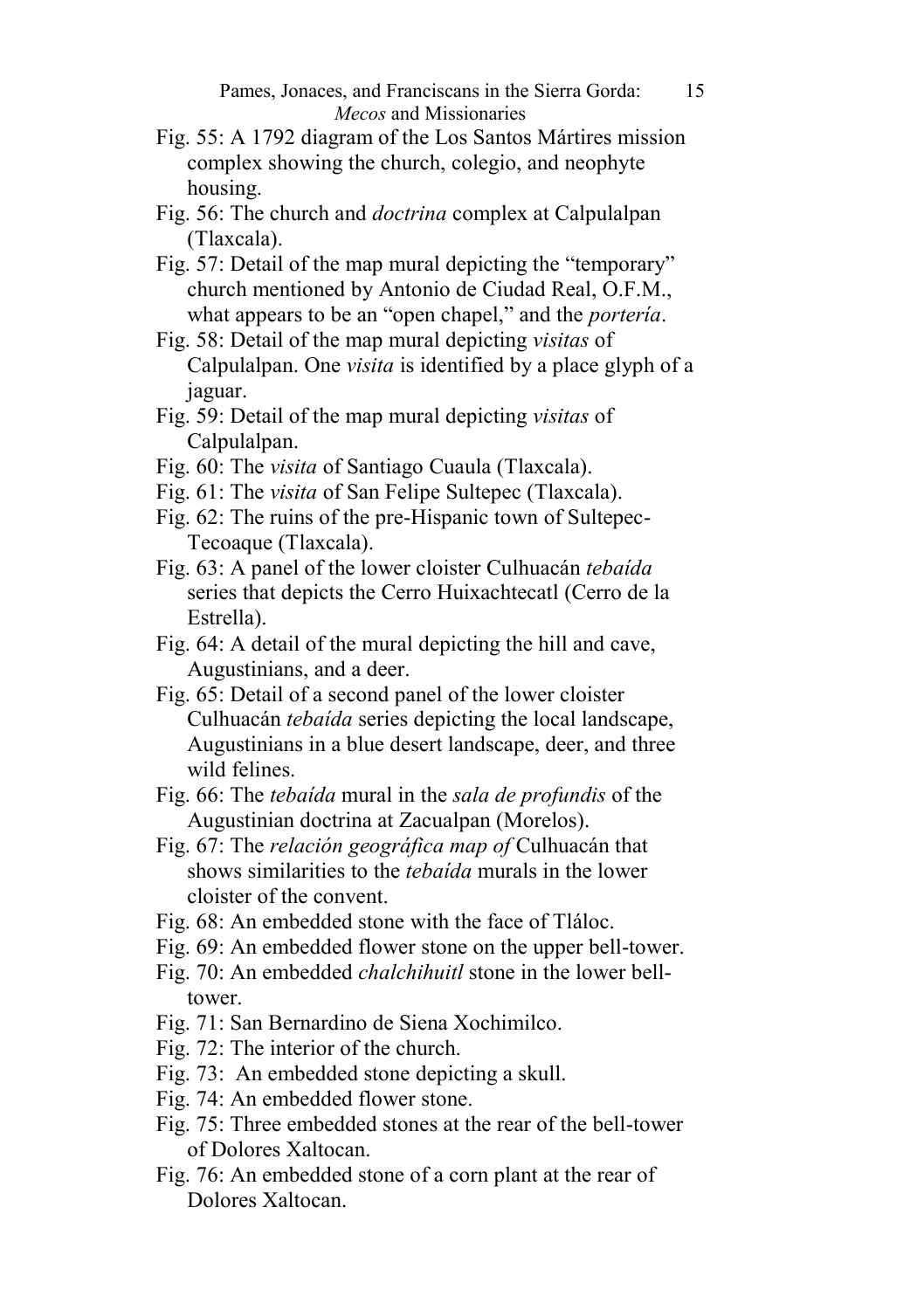Fig. 55: A 1792 diagram of the Los Santos Mártires mission complex showing the church, colegio, and neophyte housing.

Fig. 56: The church and *doctrina* complex at Calpulalpan (Tlaxcala).

Fig. 57: Detail of the map mural depicting the "temporary" church mentioned by Antonio de Ciudad Real, O.F.M., what appears to be an "open chapel," and the *portería*.

Fig. 58: Detail of the map mural depicting *visitas* of Calpulalpan. One *visita* is identified by a place glyph of a jaguar.

Fig. 59: Detail of the map mural depicting *visitas* of Calpulalpan.

Fig. 60: The *visita* of Santiago Cuaula (Tlaxcala).

Fig. 61: The *visita* of San Felipe Sultepec (Tlaxcala).

Fig. 62: The ruins of the pre-Hispanic town of Sultepec-Tecoaque (Tlaxcala).

Fig. 63: A panel of the lower cloister Culhuacán *tebaída* series that depicts the Cerro Huixachtecatl (Cerro de la Estrella).

Fig. 64: A detail of the mural depicting the hill and cave, Augustinians, and a deer.

Fig. 65: Detail of a second panel of the lower cloister Culhuacán *tebaída* series depicting the local landscape, Augustinians in a blue desert landscape, deer, and three wild felines.

Fig. 66: The *tebaída* mural in the *sala de profundis* of the Augustinian doctrina at Zacualpan (Morelos).

Fig. 67: The *relación geográfica map of* Culhuacán that shows similarities to the *tebaída* murals in the lower cloister of the convent.

Fig. 68: An embedded stone with the face of Tláloc.

Fig. 69: An embedded flower stone on the upper bell-tower.

Fig. 70: An embedded *chalchihuitl* stone in the lower bell-tower.

Fig. 71: San Bernardino de Siena Xochimilco.

Fig. 72: The interior of the church.

Fig. 73: An embedded stone depicting a skull.

Fig. 74: An embedded flower stone.

Fig. 75: Three embedded stones at the rear of the bell-tower of Dolores Xaltocan.

Fig. 76: An embedded stone of a corn plant at the rear of Dolores Xaltocan.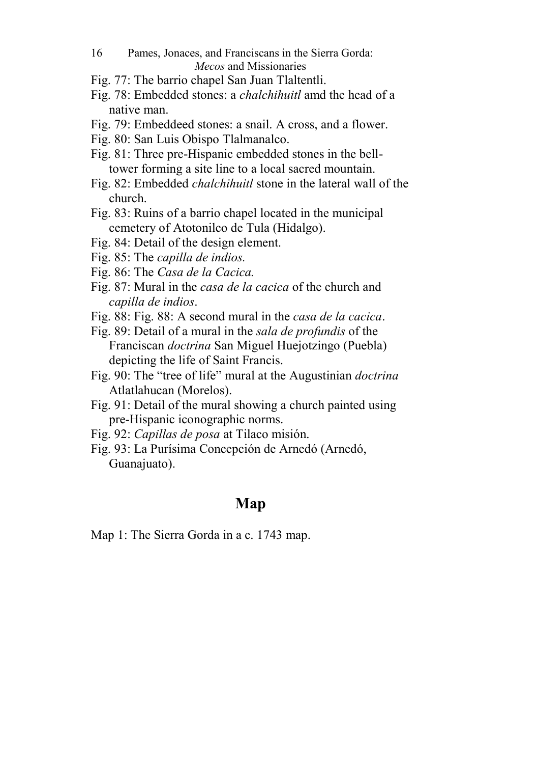Fig. 77: The barrio chapel San Juan Tlaltentli.

Fig. 78: Embedded stones: a *chalchihuitl* amd the head of a native man.

Fig. 79: Embeddeed stones: a snail. A cross, and a flower.

Fig. 80: San Luis Obispo Tlalmanalco.

Fig. 81: Three pre-Hispanic embedded stones in the bell-tower forming a site line to a local sacred mountain.

Fig. 82: Embedded *chalchihuitl* stone in the lateral wall of the church.

Fig. 83: Ruins of a barrio chapel located in the municipal cemetery of Atotonilco de Tula (Hidalgo).

Fig. 84: Detail of the design element.

Fig. 85: The *capilla de indios.*

Fig. 86: The *Casa de la Cacica.*

Fig. 87: Mural in the *casa de la cacica* of the church and *capilla de indios*.

Fig. 88: Fig. 88: A second mural in the *casa de la cacica*.

Fig. 89: Detail of a mural in the *sala de profundis* of the Franciscan *doctrina* San Miguel Huejotzingo (Puebla) depicting the life of Saint Francis.

Fig. 90: The "tree of life" mural at the Augustinian *doctrina* Atlatlahucan (Morelos).

Fig. 91: Detail of the mural showing a church painted using pre-Hispanic iconographic norms.

Fig. 92: *Capillas de posa* at Tilaco misión.

Fig. 93: La Purísima Concepción de Arnedó (Arnedó, Guanajuato).

## Map

Map 1: The Sierra Gorda in a c. 1743 map.